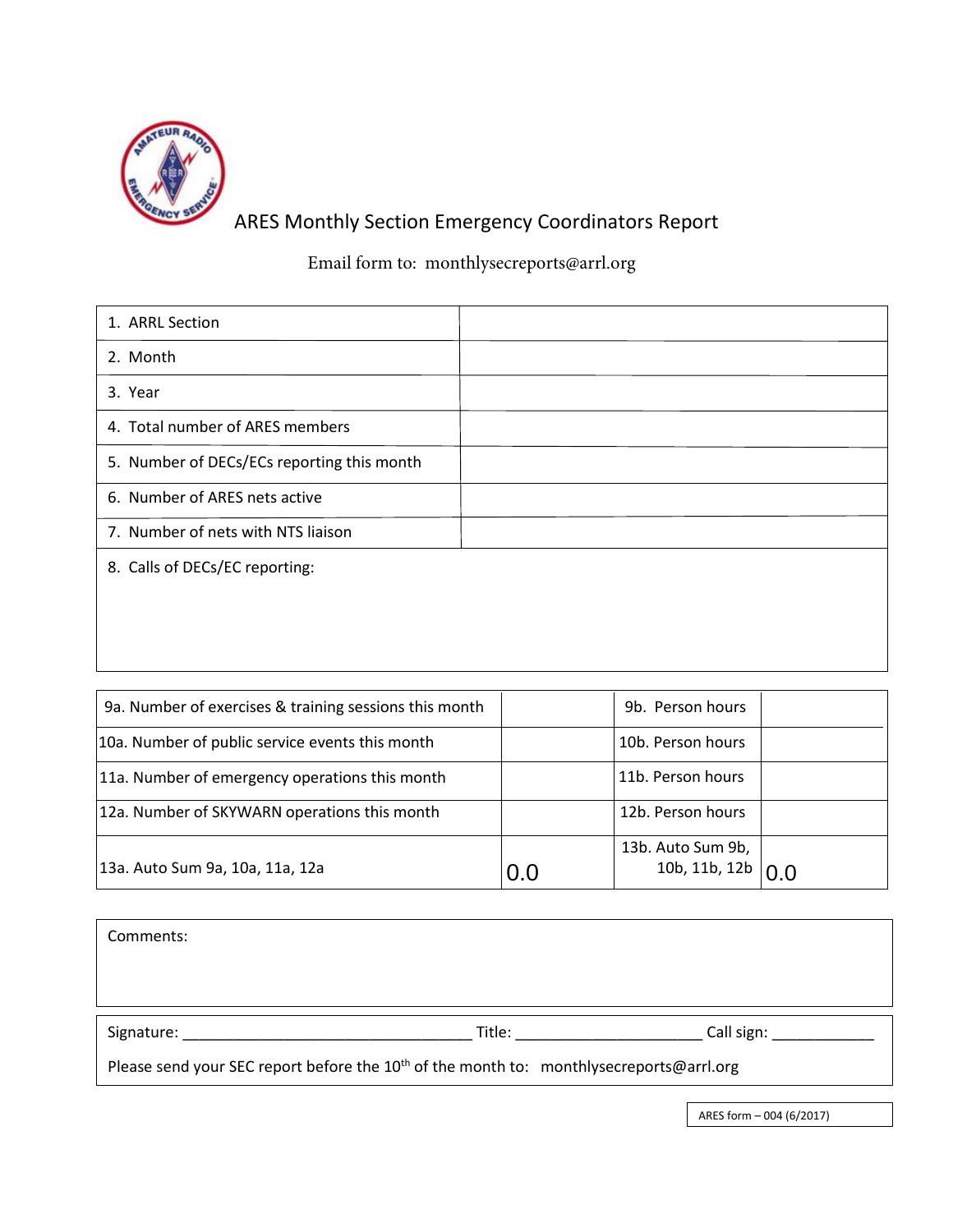# ARES Monthly Section Emergency Coordinators Report

Email form to: monthlysecreports@arrl.org

| | |
|---|---|
| 1. ARRL Section | |
| 2. Month | |
| 3. Year | |
| 4. Total number of ARES members | |
| 5. Number of DECs/ECs reporting this month | |
| 6. Number of ARES nets active | |
| 7. Number of nets with NTS liaison | |
| 8. Calls of DECs/EC reporting: | |

| | | | |
|---|---|---|---|
| 9a. Number of exercises & training sessions this month | | 9b. Person hours | |
| 10a. Number of public service events this month | | 10b. Person hours | |
| 11a. Number of emergency operations this month | | 11b. Person hours | |
| 12a. Number of SKYWARN operations this month | | 12b. Person hours | |
| 13a. Auto Sum 9a, 10a, 11a, 12a | 0.0 | 13b. Auto Sum 9b, 10b, 11b, 12b | 0.0 |

Comments:

Signature: ___________________________________ Title: ______________________ Call sign: ____________

Please send your SEC report before the 10th of the month to: monthlysecreports@arrl.org

ARES form – 004 (6/2017)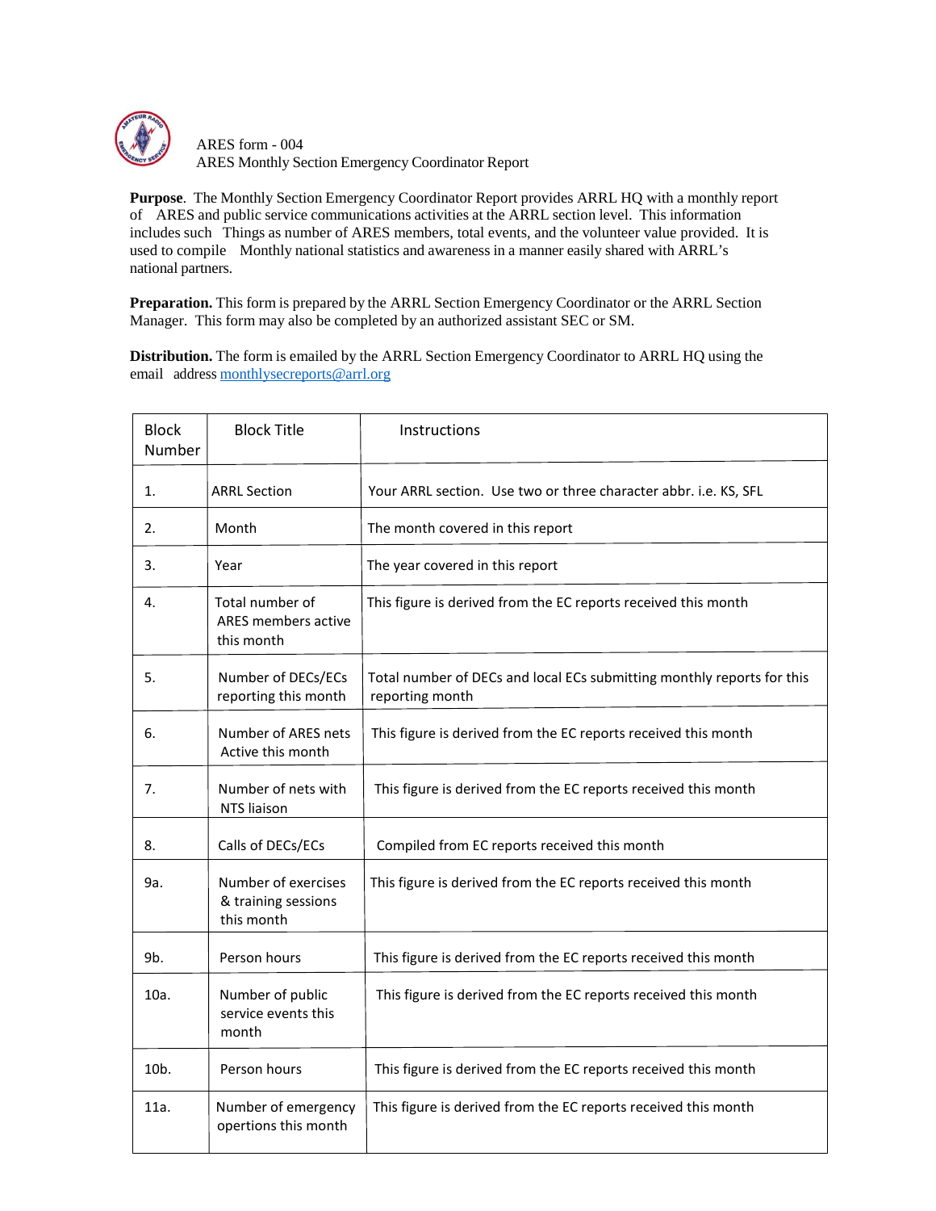ARES form - 004
ARES Monthly Section Emergency Coordinator Report

**Purpose**. The Monthly Section Emergency Coordinator Report provides ARRL HQ with a monthly report of ARES and public service communications activities at the ARRL section level. This information includes such Things as number of ARES members, total events, and the volunteer value provided. It is used to compile Monthly national statistics and awareness in a manner easily shared with ARRL's national partners.

**Preparation.** This form is prepared by the ARRL Section Emergency Coordinator or the ARRL Section Manager. This form may also be completed by an authorized assistant SEC or SM.

**Distribution.** The form is emailed by the ARRL Section Emergency Coordinator to ARRL HQ using the email address monthlysecreports@arrl.org

| Block Number | Block Title | Instructions |
|---|---|---|
| 1. | ARRL Section | Your ARRL section. Use two or three character abbr. i.e. KS, SFL |
| 2. | Month | The month covered in this report |
| 3. | Year | The year covered in this report |
| 4. | Total number of ARES members active this month | This figure is derived from the EC reports received this month |
| 5. | Number of DECs/ECs reporting this month | Total number of DECs and local ECs submitting monthly reports for this reporting month |
| 6. | Number of ARES nets Active this month | This figure is derived from the EC reports received this month |
| 7. | Number of nets with NTS liaison | This figure is derived from the EC reports received this month |
| 8. | Calls of DECs/ECs | Compiled from EC reports received this month |
| 9a. | Number of exercises & training sessions this month | This figure is derived from the EC reports received this month |
| 9b. | Person hours | This figure is derived from the EC reports received this month |
| 10a. | Number of public service events this month | This figure is derived from the EC reports received this month |
| 10b. | Person hours | This figure is derived from the EC reports received this month |
| 11a. | Number of emergency opertions this month | This figure is derived from the EC reports received this month |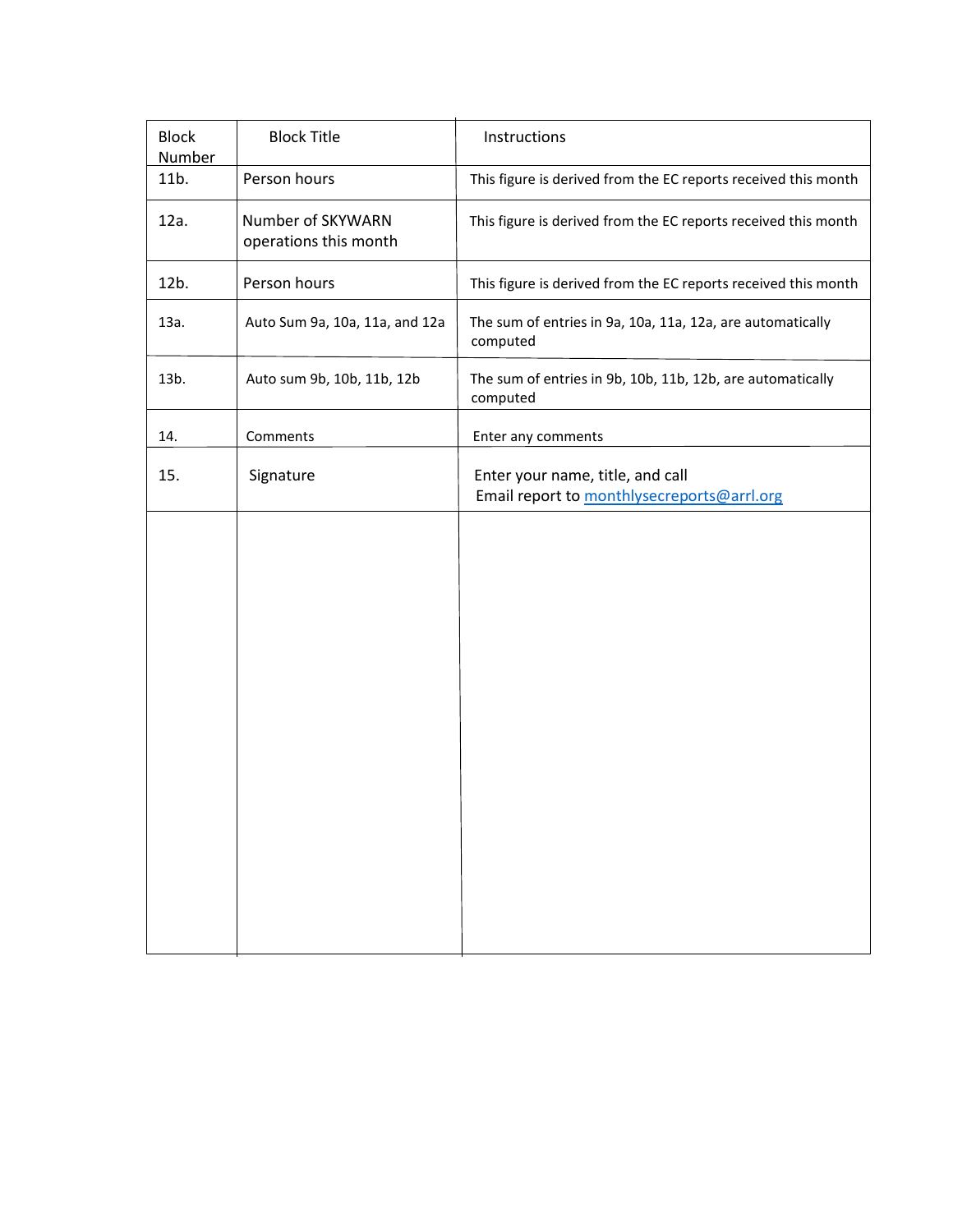| Block Number | Block Title | Instructions |
|---|---|---|
| 11b. | Person hours | This figure is derived from the EC reports received this month |
| 12a. | Number of SKYWARN operations this month | This figure is derived from the EC reports received this month |
| 12b. | Person hours | This figure is derived from the EC reports received this month |
| 13a. | Auto Sum 9a, 10a, 11a, and 12a | The sum of entries in 9a, 10a, 11a, 12a, are automatically computed |
| 13b. | Auto sum 9b, 10b, 11b, 12b | The sum of entries in 9b, 10b, 11b, 12b, are automatically computed |
| 14. | Comments | Enter any comments |
| 15. | Signature | Enter your name, title, and call<br>Email report to monthlysecreports@arrl.org |
| | | |